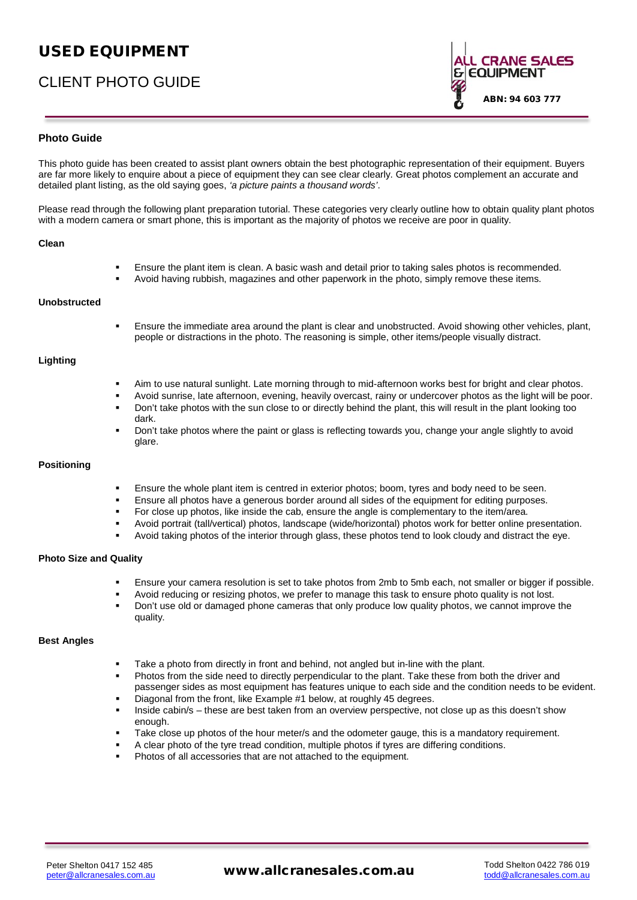# USED EQUIPMENT

## CLIENT PHOTO GUIDE

ALL CRANE SALES & EQUIPMENT

ABN: 94 603 777

### Photo Guide

This photo guide has been created to assist plant owners obtain the best photographic representation of their equipment. Buyers are far more likely to enquire about a piece of equipment they can see clear clearly. Great photos complement an accurate and detailed plant listing, as the old saying goes, *'a picture paints a thousand words'*.

Please read through the following plant preparation tutorial. These categories very clearly outline how to obtain quality plant photos with a modern camera or smart phone, this is important as the majority of photos we receive are poor in quality.

**Clean**

- Ensure the plant item is clean. A basic wash and detail prior to taking sales photos is recommended.
- Avoid having rubbish, magazines and other paperwork in the photo, simply remove these items.

**Unobstructed**

- Ensure the immediate area around the plant is clear and unobstructed. Avoid showing other vehicles, plant, people or distractions in the photo. The reasoning is simple, other items/people visually distract.

**Lighting**

- Aim to use natural sunlight. Late morning through to mid-afternoon works best for bright and clear photos.
- Avoid sunrise, late afternoon, evening, heavily overcast, rainy or undercover photos as the light will be poor.
- Don't take photos with the sun close to or directly behind the plant, this will result in the plant looking too dark.
- Don't take photos where the paint or glass is reflecting towards you, change your angle slightly to avoid glare.

**Positioning**

- Ensure the whole plant item is centred in exterior photos; boom, tyres and body need to be seen.
- Ensure all photos have a generous border around all sides of the equipment for editing purposes.
- For close up photos, like inside the cab, ensure the angle is complementary to the item/area.
- Avoid portrait (tall/vertical) photos, landscape (wide/horizontal) photos work for better online presentation.
- Avoid taking photos of the interior through glass, these photos tend to look cloudy and distract the eye.

**Photo Size and Quality**

- Ensure your camera resolution is set to take photos from 2mb to 5mb each, not smaller or bigger if possible.
- Avoid reducing or resizing photos, we prefer to manage this task to ensure photo quality is not lost.
- Don't use old or damaged phone cameras that only produce low quality photos, we cannot improve the quality.

**Best Angles**

- Take a photo from directly in front and behind, not angled but in-line with the plant.
- Photos from the side need to directly perpendicular to the plant. Take these from both the driver and passenger sides as most equipment has features unique to each side and the condition needs to be evident.
- Diagonal from the front, like Example #1 below, at roughly 45 degrees.
- Inside cabin/s – these are best taken from an overview perspective, not close up as this doesn't show enough.
- Take close up photos of the hour meter/s and the odometer gauge, this is a mandatory requirement.
- A clear photo of the tyre tread condition, multiple photos if tyres are differing conditions.
- Photos of all accessories that are not attached to the equipment.

Peter Shelton 0417 152 485
peter@allcranesales.com.au

**www.allcranesales.com.au**

Todd Shelton 0422 786 019
todd@allcranesales.com.au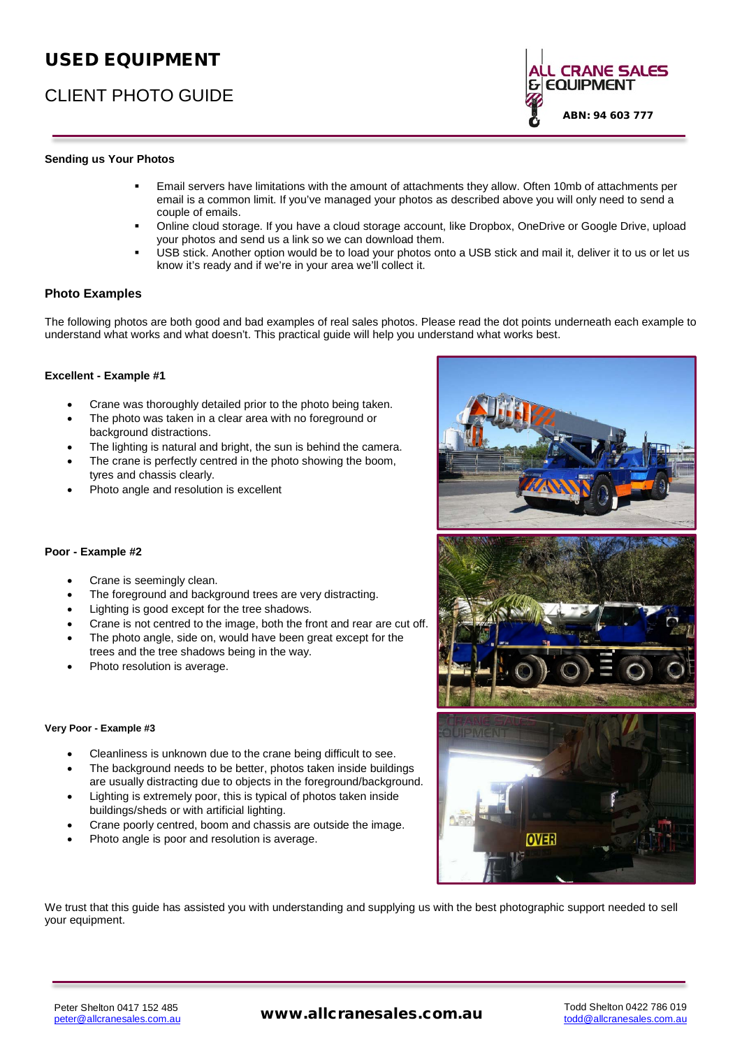# USED EQUIPMENT

## CLIENT PHOTO GUIDE

ALL CRANE SALES & EQUIPMENT

ABN: 94 603 777

**Sending us Your Photos**

- Email servers have limitations with the amount of attachments they allow. Often 10mb of attachments per email is a common limit. If you've managed your photos as described above you will only need to send a couple of emails.
- Online cloud storage. If you have a cloud storage account, like Dropbox, OneDrive or Google Drive, upload your photos and send us a link so we can download them.
- USB stick. Another option would be to load your photos onto a USB stick and mail it, deliver it to us or let us know it's ready and if we're in your area we'll collect it.

### Photo Examples

The following photos are both good and bad examples of real sales photos. Please read the dot points underneath each example to understand what works and what doesn't. This practical guide will help you understand what works best.

**Excellent - Example #1**

- Crane was thoroughly detailed prior to the photo being taken.
- The photo was taken in a clear area with no foreground or background distractions.
- The lighting is natural and bright, the sun is behind the camera.
- The crane is perfectly centred in the photo showing the boom, tyres and chassis clearly.
- Photo angle and resolution is excellent

**Poor - Example #2**

- Crane is seemingly clean.
- The foreground and background trees are very distracting.
- Lighting is good except for the tree shadows.
- Crane is not centred to the image, both the front and rear are cut off.
- The photo angle, side on, would have been great except for the trees and the tree shadows being in the way.
- Photo resolution is average.

**Very Poor - Example #3**

- Cleanliness is unknown due to the crane being difficult to see.
- The background needs to be better, photos taken inside buildings are usually distracting due to objects in the foreground/background.
- Lighting is extremely poor, this is typical of photos taken inside buildings/sheds or with artificial lighting.
- Crane poorly centred, boom and chassis are outside the image.
- Photo angle is poor and resolution is average.

We trust that this guide has assisted you with understanding and supplying us with the best photographic support needed to sell your equipment.

Peter Shelton 0417 152 485
peter@allcranesales.com.au

**www.allcranesales.com.au**

Todd Shelton 0422 786 019
todd@allcranesales.com.au